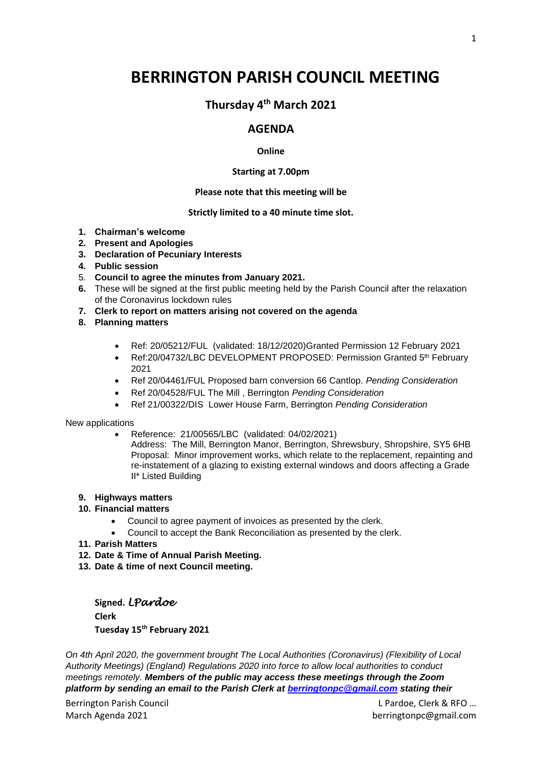# BERRINGTON PARISH COUNCIL MEETING

## Thursday 4th March 2021

## AGENDA

**Online**

**Starting at 7.00pm**

**Please note that this meeting will be**

**Strictly limited to a 40 minute time slot.**

1. **Chairman's welcome**
2. **Present and Apologies**
3. **Declaration of Pecuniary Interests**
4. **Public session**
5. **Council to agree the minutes from January 2021.**
6. These will be signed at the first public meeting held by the Parish Council after the relaxation of the Coronavirus lockdown rules
7. **Clerk to report on matters arising not covered on the agenda**
8. **Planning matters**
   - Ref: 20/05212/FUL (validated: 18/12/2020)Granted Permission 12 February 2021
   - Ref:20/04732/LBC DEVELOPMENT PROPOSED: Permission Granted 5th February 2021
   - Ref 20/04461/FUL Proposed barn conversion 66 Cantlop. *Pending Consideration*
   - Ref 20/04528/FUL The Mill , Berrington *Pending Consideration*
   - Ref 21/00322/DIS Lower House Farm, Berrington *Pending Consideration*

New applications

- Reference: 21/00565/LBC (validated: 04/02/2021)
  Address: The Mill, Berrington Manor, Berrington, Shrewsbury, Shropshire, SY5 6HB
  Proposal: Minor improvement works, which relate to the replacement, repainting and re-instatement of a glazing to existing external windows and doors affecting a Grade II* Listed Building

9. **Highways matters**
10. **Financial matters**
    - Council to agree payment of invoices as presented by the clerk.
    - Council to accept the Bank Reconciliation as presented by the clerk.
11. **Parish Matters**
12. **Date & Time of Annual Parish Meeting.**
13. **Date & time of next Council meeting.**

**Signed.** *LPardoe*
**Clerk**
**Tuesday 15th February 2021**

*On 4th April 2020, the government brought The Local Authorities (Coronavirus) (Flexibility of Local Authority Meetings) (England) Regulations 2020 into force to allow local authorities to conduct meetings remotely.* ***Members of the public may access these meetings through the Zoom platform by sending an email to the Parish Clerk at berringtonpc@gmail.com stating their***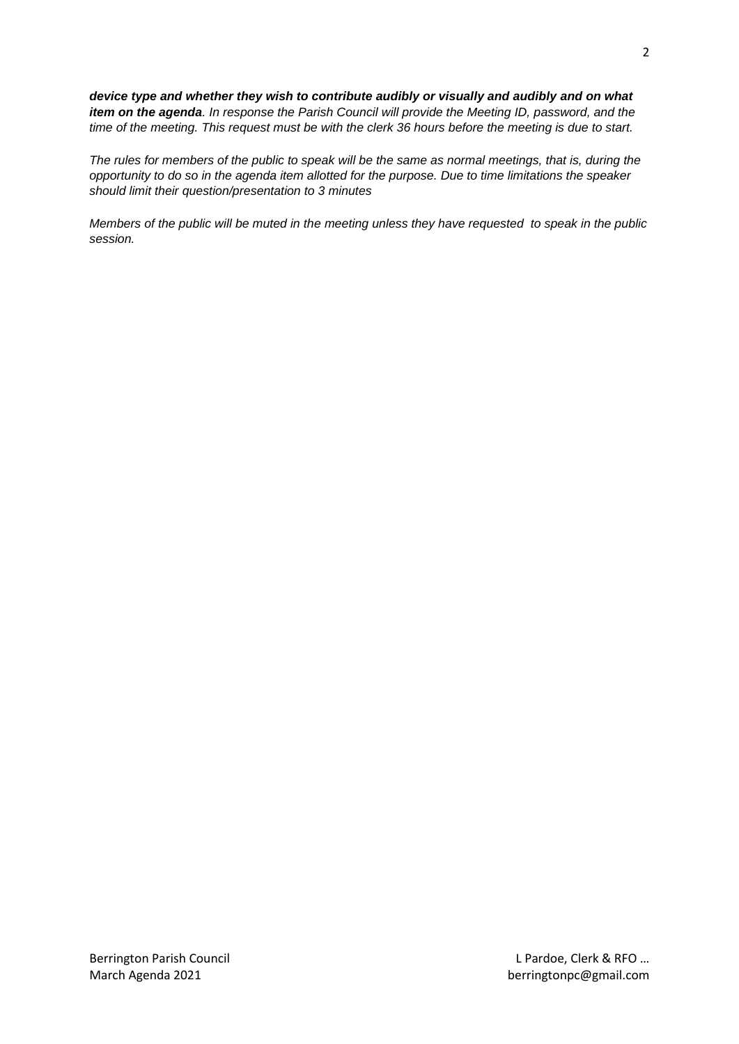***device type and whether they wish to contribute audibly or visually and audibly and on what item on the agenda****. In response the Parish Council will provide the Meeting ID, password, and the time of the meeting. This request must be with the clerk 36 hours before the meeting is due to start.*

*The rules for members of the public to speak will be the same as normal meetings, that is, during the opportunity to do so in the agenda item allotted for the purpose. Due to time limitations the speaker should limit their question/presentation to 3 minutes*

*Members of the public will be muted in the meeting unless they have requested to speak in the public session.*